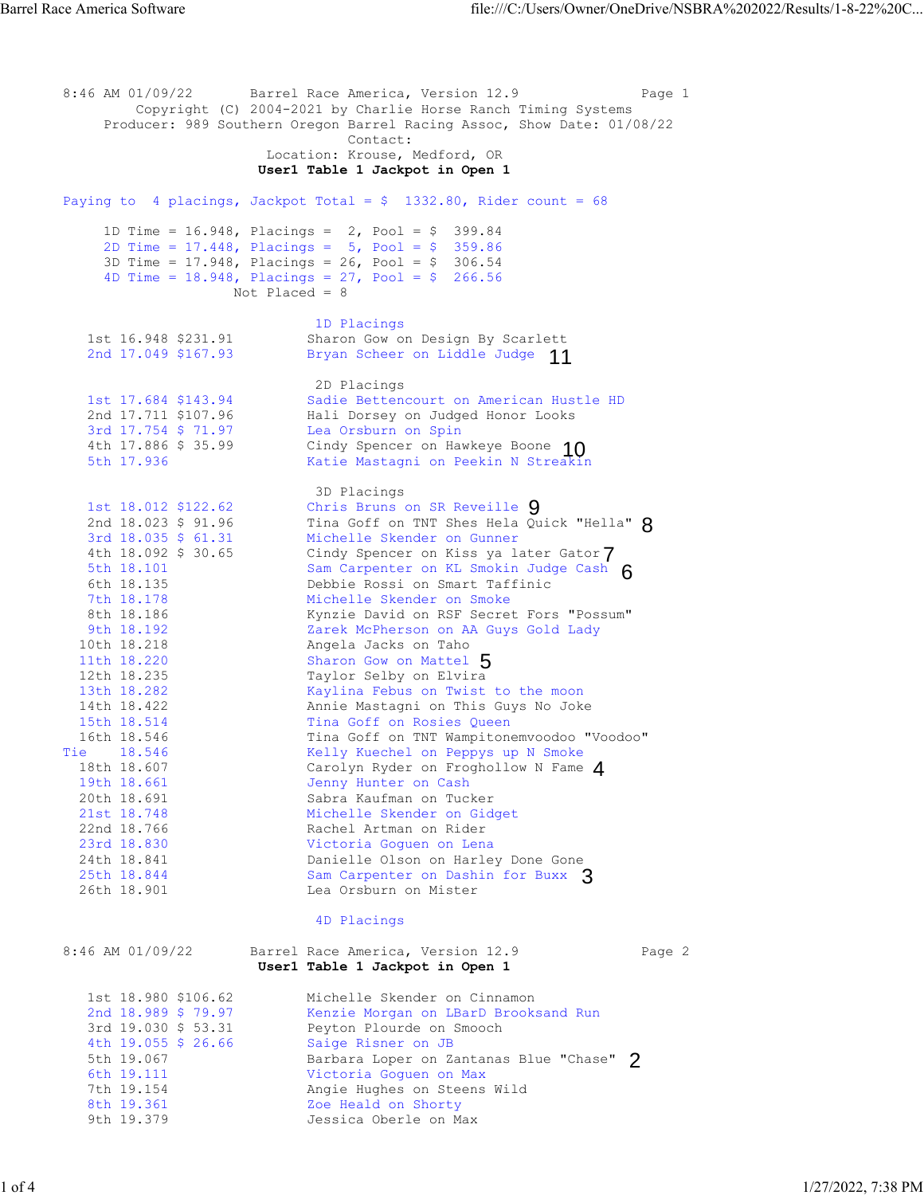8:46 AM 01/09/22 Barrel Race America, Version 12.9 Page 1

Copyright (C) 2004-2021 by Charlie Horse Ranch Timing Systems

Producer: 989 Southern Oregon Barrel Racing Assoc, Show Date: 01/08/22

Contact:

Location: Krouse, Medford, OR

**User1 Table 1 Jackpot in Open 1**

Paying to 4 placings, Jackpot Total = $ 1332.80, Rider count = 68

1D Time = 16.948, Placings = 2, Pool = $ 399.84
2D Time = 17.448, Placings = 5, Pool = $ 359.86
3D Time = 17.948, Placings = 26, Pool = $ 306.54
4D Time = 18.948, Placings = 27, Pool = $ 266.56
Not Placed = 8

### 1D Placings

| Place | Time | Payout | Rider / Horse | |
|---|---|---|---|---|
| 1st | 16.948 | $231.91 | Sharon Gow on Design By Scarlett | |
| 2nd | 17.049 | $167.93 | Bryan Scheer on Liddle Judge | 11 |

### 2D Placings

| Place | Time | Payout | Rider / Horse | |
|---|---|---|---|---|
| 1st | 17.684 | $143.94 | Sadie Bettencourt on American Hustle HD | |
| 2nd | 17.711 | $107.96 | Hali Dorsey on Judged Honor Looks | |
| 3rd | 17.754 | $ 71.97 | Lea Orsburn on Spin | |
| 4th | 17.886 | $ 35.99 | Cindy Spencer on Hawkeye Boone | 10 |
| 5th | 17.936 | | Katie Mastagni on Peekin N Streakin | |

### 3D Placings

| Place | Time | Payout | Rider / Horse | |
|---|---|---|---|---|
| 1st | 18.012 | $122.62 | Chris Bruns on SR Reveille | 9 |
| 2nd | 18.023 | $ 91.96 | Tina Goff on TNT Shes Hela Quick "Hella" | 8 |
| 3rd | 18.035 | $ 61.31 | Michelle Skender on Gunner | |
| 4th | 18.092 | $ 30.65 | Cindy Spencer on Kiss ya later Gator | 7 |
| 5th | 18.101 | | Sam Carpenter on KL Smokin Judge Cash | 6 |
| 6th | 18.135 | | Debbie Rossi on Smart Taffinic | |
| 7th | 18.178 | | Michelle Skender on Smoke | |
| 8th | 18.186 | | Kynzie David on RSF Secret Fors "Possum" | |
| 9th | 18.192 | | Zarek McPherson on AA Guys Gold Lady | |
| 10th | 18.218 | | Angela Jacks on Taho | |
| 11th | 18.220 | | Sharon Gow on Mattel | 5 |
| 12th | 18.235 | | Taylor Selby on Elvira | |
| 13th | 18.282 | | Kaylina Febus on Twist to the moon | |
| 14th | 18.422 | | Annie Mastagni on This Guys No Joke | |
| 15th | 18.514 | | Tina Goff on Rosies Queen | |
| 16th | 18.546 | | Tina Goff on TNT Wampitonemvoodoo "Voodoo" | |
| Tie | 18.546 | | Kelly Kuechel on Peppys up N Smoke | |
| 18th | 18.607 | | Carolyn Ryder on Froghollow N Fame | 4 |
| 19th | 18.661 | | Jenny Hunter on Cash | |
| 20th | 18.691 | | Sabra Kaufman on Tucker | |
| 21st | 18.748 | | Michelle Skender on Gidget | |
| 22nd | 18.766 | | Rachel Artman on Rider | |
| 23rd | 18.830 | | Victoria Goguen on Lena | |
| 24th | 18.841 | | Danielle Olson on Harley Done Gone | |
| 25th | 18.844 | | Sam Carpenter on Dashin for Buxx | 3 |
| 26th | 18.901 | | Lea Orsburn on Mister | |

### 4D Placings

8:46 AM 01/09/22 Barrel Race America, Version 12.9 Page 2

**User1 Table 1 Jackpot in Open 1**

| Place | Time | Payout | Rider / Horse | |
|---|---|---|---|---|
| 1st | 18.980 | $106.62 | Michelle Skender on Cinnamon | |
| 2nd | 18.989 | $ 79.97 | Kenzie Morgan on LBarD Brooksand Run | |
| 3rd | 19.030 | $ 53.31 | Peyton Plourde on Smooch | |
| 4th | 19.055 | $ 26.66 | Saige Risner on JB | |
| 5th | 19.067 | | Barbara Loper on Zantanas Blue "Chase" | 2 |
| 6th | 19.111 | | Victoria Goguen on Max | |
| 7th | 19.154 | | Angie Hughes on Steens Wild | |
| 8th | 19.361 | | Zoe Heald on Shorty | |
| 9th | 19.379 | | Jessica Oberle on Max | |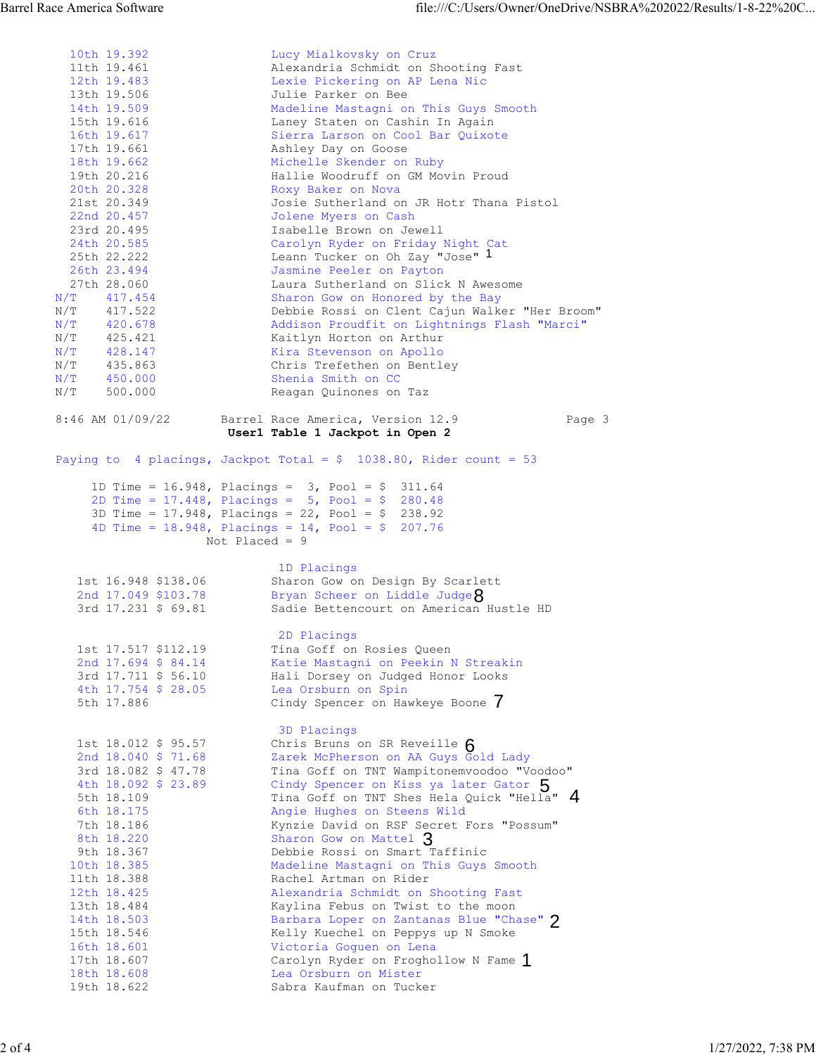| Place | Time | Rider |
|---|---|---|
| 10th | 19.392 | Lucy Mialkovsky on Cruz |
| 11th | 19.461 | Alexandria Schmidt on Shooting Fast |
| 12th | 19.483 | Lexie Pickering on AP Lena Nic |
| 13th | 19.506 | Julie Parker on Bee |
| 14th | 19.509 | Madeline Mastagni on This Guys Smooth |
| 15th | 19.616 | Laney Staten on Cashin In Again |
| 16th | 19.617 | Sierra Larson on Cool Bar Quixote |
| 17th | 19.661 | Ashley Day on Goose |
| 18th | 19.662 | Michelle Skender on Ruby |
| 19th | 20.216 | Hallie Woodruff on GM Movin Proud |
| 20th | 20.328 | Roxy Baker on Nova |
| 21st | 20.349 | Josie Sutherland on JR Hotr Thana Pistol |
| 22nd | 20.457 | Jolene Myers on Cash |
| 23rd | 20.495 | Isabelle Brown on Jewell |
| 24th | 20.585 | Carolyn Ryder on Friday Night Cat |
| 25th | 22.222 | Leann Tucker on Oh Zay "Jose" 1 |
| 26th | 23.494 | Jasmine Peeler on Payton |
| 27th | 28.060 | Laura Sutherland on Slick N Awesome |
| N/T | 417.454 | Sharon Gow on Honored by the Bay |
| N/T | 417.522 | Debbie Rossi on Clent Cajun Walker "Her Broom" |
| N/T | 420.678 | Addison Proudfit on Lightnings Flash "Marci" |
| N/T | 425.421 | Kaitlyn Horton on Arthur |
| N/T | 428.147 | Kira Stevenson on Apollo |
| N/T | 435.863 | Chris Trefethen on Bentley |
| N/T | 450.000 | Shenia Smith on CC |
| N/T | 500.000 | Reagan Quinones on Taz |

8:46 AM 01/09/22 Barrel Race America, Version 12.9 Page 3

**User1 Table 1 Jackpot in Open 2**

Paying to 4 placings, Jackpot Total = $ 1038.80, Rider count = 53

1D Time = 16.948, Placings = 3, Pool = $ 311.64
2D Time = 17.448, Placings = 5, Pool = $ 280.48
3D Time = 17.948, Placings = 22, Pool = $ 238.92
4D Time = 18.948, Placings = 14, Pool = $ 207.76
Not Placed = 9

### 1D Placings

| Place | Time | Payout | Rider |
|---|---|---|---|
| 1st | 16.948 | $138.06 | Sharon Gow on Design By Scarlett |
| 2nd | 17.049 | $103.78 | Bryan Scheer on Liddle Judge 8 |
| 3rd | 17.231 | $ 69.81 | Sadie Bettencourt on American Hustle HD |

### 2D Placings

| Place | Time | Payout | Rider |
|---|---|---|---|
| 1st | 17.517 | $112.19 | Tina Goff on Rosies Queen |
| 2nd | 17.694 | $ 84.14 | Katie Mastagni on Peekin N Streakin |
| 3rd | 17.711 | $ 56.10 | Hali Dorsey on Judged Honor Looks |
| 4th | 17.754 | $ 28.05 | Lea Orsburn on Spin |
| 5th | 17.886 | | Cindy Spencer on Hawkeye Boone 7 |

### 3D Placings

| Place | Time | Payout | Rider |
|---|---|---|---|
| 1st | 18.012 | $ 95.57 | Chris Bruns on SR Reveille 6 |
| 2nd | 18.040 | $ 71.68 | Zarek McPherson on AA Guys Gold Lady |
| 3rd | 18.082 | $ 47.78 | Tina Goff on TNT Wampitonemvoodoo "Voodoo" |
| 4th | 18.092 | $ 23.89 | Cindy Spencer on Kiss ya later Gator 5 |
| 5th | 18.109 | | Tina Goff on TNT Shes Hela Quick "Hella" 4 |
| 6th | 18.175 | | Angie Hughes on Steens Wild |
| 7th | 18.186 | | Kynzie David on RSF Secret Fors "Possum" |
| 8th | 18.220 | | Sharon Gow on Mattel 3 |
| 9th | 18.367 | | Debbie Rossi on Smart Taffinic |
| 10th | 18.385 | | Madeline Mastagni on This Guys Smooth |
| 11th | 18.388 | | Rachel Artman on Rider |
| 12th | 18.425 | | Alexandria Schmidt on Shooting Fast |
| 13th | 18.484 | | Kaylina Febus on Twist to the moon |
| 14th | 18.503 | | Barbara Loper on Zantanas Blue "Chase" 2 |
| 15th | 18.546 | | Kelly Kuechel on Peppys up N Smoke |
| 16th | 18.601 | | Victoria Goguen on Lena |
| 17th | 18.607 | | Carolyn Ryder on Froghollow N Fame 1 |
| 18th | 18.608 | | Lea Orsburn on Mister |
| 19th | 18.622 | | Sabra Kaufman on Tucker |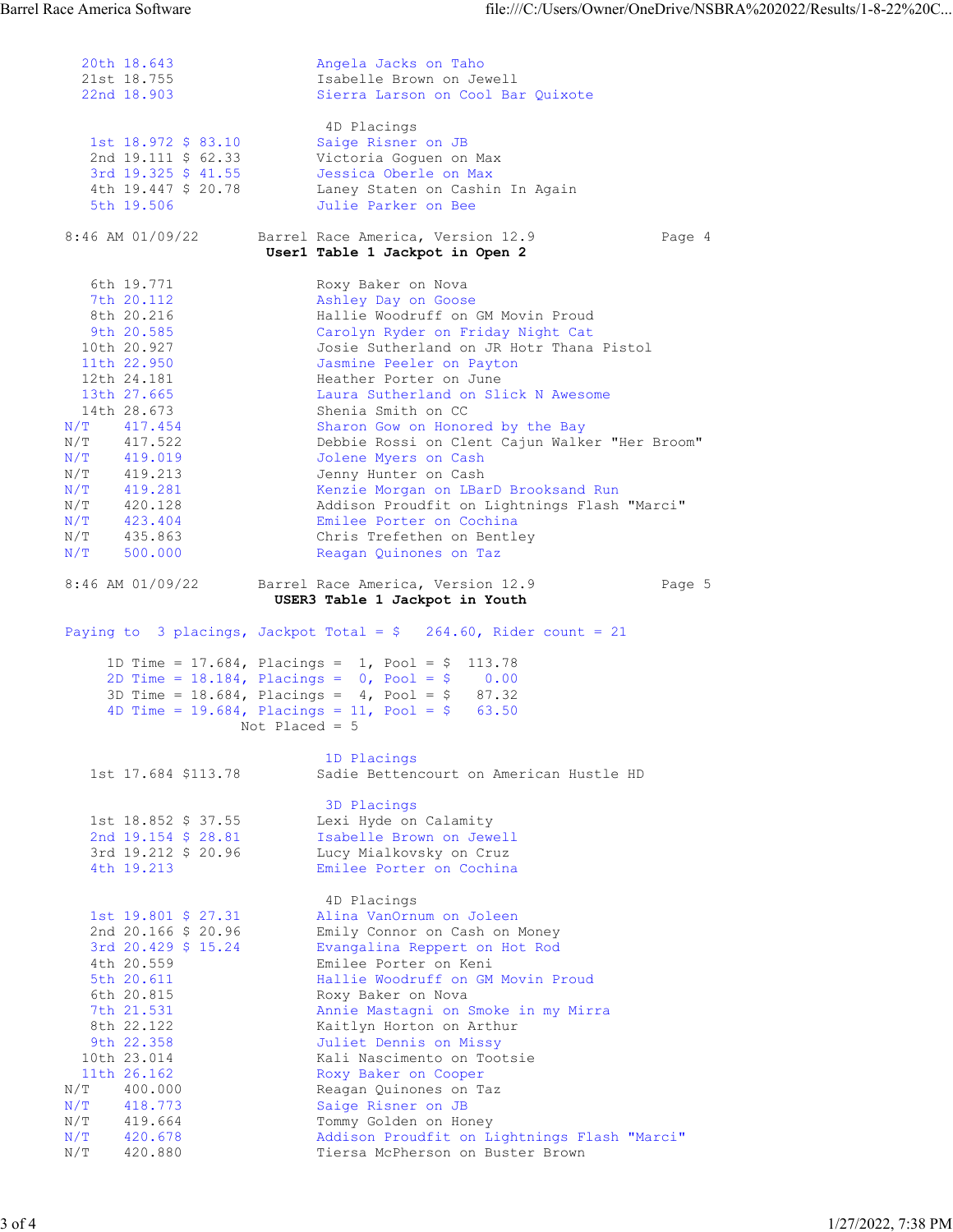| Place | Time | Rider |
|---|---|---|
| 20th | 18.643 | Angela Jacks on Taho |
| 21st | 18.755 | Isabelle Brown on Jewell |
| 22nd | 18.903 | Sierra Larson on Cool Bar Quixote |

**4D Placings**

| Place | Time | Payout | Rider |
|---|---|---|---|
| 1st | 18.972 | $ 83.10 | Saige Risner on JB |
| 2nd | 19.111 | $ 62.33 | Victoria Goguen on Max |
| 3rd | 19.325 | $ 41.55 | Jessica Oberle on Max |
| 4th | 19.447 | $ 20.78 | Laney Staten on Cashin In Again |
| 5th | 19.506 | | Julie Parker on Bee |

8:46 AM 01/09/22 Barrel Race America, Version 12.9 Page 4

## User1 Table 1 Jackpot in Open 2

| Place | Time | Rider |
|---|---|---|
| 6th | 19.771 | Roxy Baker on Nova |
| 7th | 20.112 | Ashley Day on Goose |
| 8th | 20.216 | Hallie Woodruff on GM Movin Proud |
| 9th | 20.585 | Carolyn Ryder on Friday Night Cat |
| 10th | 20.927 | Josie Sutherland on JR Hotr Thana Pistol |
| 11th | 22.950 | Jasmine Peeler on Payton |
| 12th | 24.181 | Heather Porter on June |
| 13th | 27.665 | Laura Sutherland on Slick N Awesome |
| 14th | 28.673 | Shenia Smith on CC |
| N/T | 417.454 | Sharon Gow on Honored by the Bay |
| N/T | 417.522 | Debbie Rossi on Clent Cajun Walker "Her Broom" |
| N/T | 419.019 | Jolene Myers on Cash |
| N/T | 419.213 | Jenny Hunter on Cash |
| N/T | 419.281 | Kenzie Morgan on LBarD Brooksand Run |
| N/T | 420.128 | Addison Proudfit on Lightnings Flash "Marci" |
| N/T | 423.404 | Emilee Porter on Cochina |
| N/T | 435.863 | Chris Trefethen on Bentley |
| N/T | 500.000 | Reagan Quinones on Taz |

8:46 AM 01/09/22 Barrel Race America, Version 12.9 Page 5

## USER3 Table 1 Jackpot in Youth

Paying to 3 placings, Jackpot Total = $ 264.60, Rider count = 21

1D Time = 17.684, Placings = 1, Pool = $ 113.78
2D Time = 18.184, Placings = 0, Pool = $ 0.00
3D Time = 18.684, Placings = 4, Pool = $ 87.32
4D Time = 19.684, Placings = 11, Pool = $ 63.50
Not Placed = 5

**1D Placings**

| Place | Time | Payout | Rider |
|---|---|---|---|
| 1st | 17.684 | $113.78 | Sadie Bettencourt on American Hustle HD |

**3D Placings**

| Place | Time | Payout | Rider |
|---|---|---|---|
| 1st | 18.852 | $ 37.55 | Lexi Hyde on Calamity |
| 2nd | 19.154 | $ 28.81 | Isabelle Brown on Jewell |
| 3rd | 19.212 | $ 20.96 | Lucy Mialkovsky on Cruz |
| 4th | 19.213 | | Emilee Porter on Cochina |

**4D Placings**

| Place | Time | Payout | Rider |
|---|---|---|---|
| 1st | 19.801 | $ 27.31 | Alina VanOrnum on Joleen |
| 2nd | 20.166 | $ 20.96 | Emily Connor on Cash on Money |
| 3rd | 20.429 | $ 15.24 | Evangalina Reppert on Hot Rod |
| 4th | 20.559 | | Emilee Porter on Keni |
| 5th | 20.611 | | Hallie Woodruff on GM Movin Proud |
| 6th | 20.815 | | Roxy Baker on Nova |
| 7th | 21.531 | | Annie Mastagni on Smoke in my Mirra |
| 8th | 22.122 | | Kaitlyn Horton on Arthur |
| 9th | 22.358 | | Juliet Dennis on Missy |
| 10th | 23.014 | | Kali Nascimento on Tootsie |
| 11th | 26.162 | | Roxy Baker on Cooper |
| N/T | 400.000 | | Reagan Quinones on Taz |
| N/T | 418.773 | | Saige Risner on JB |
| N/T | 419.664 | | Tommy Golden on Honey |
| N/T | 420.678 | | Addison Proudfit on Lightnings Flash "Marci" |
| N/T | 420.880 | | Tiersa McPherson on Buster Brown |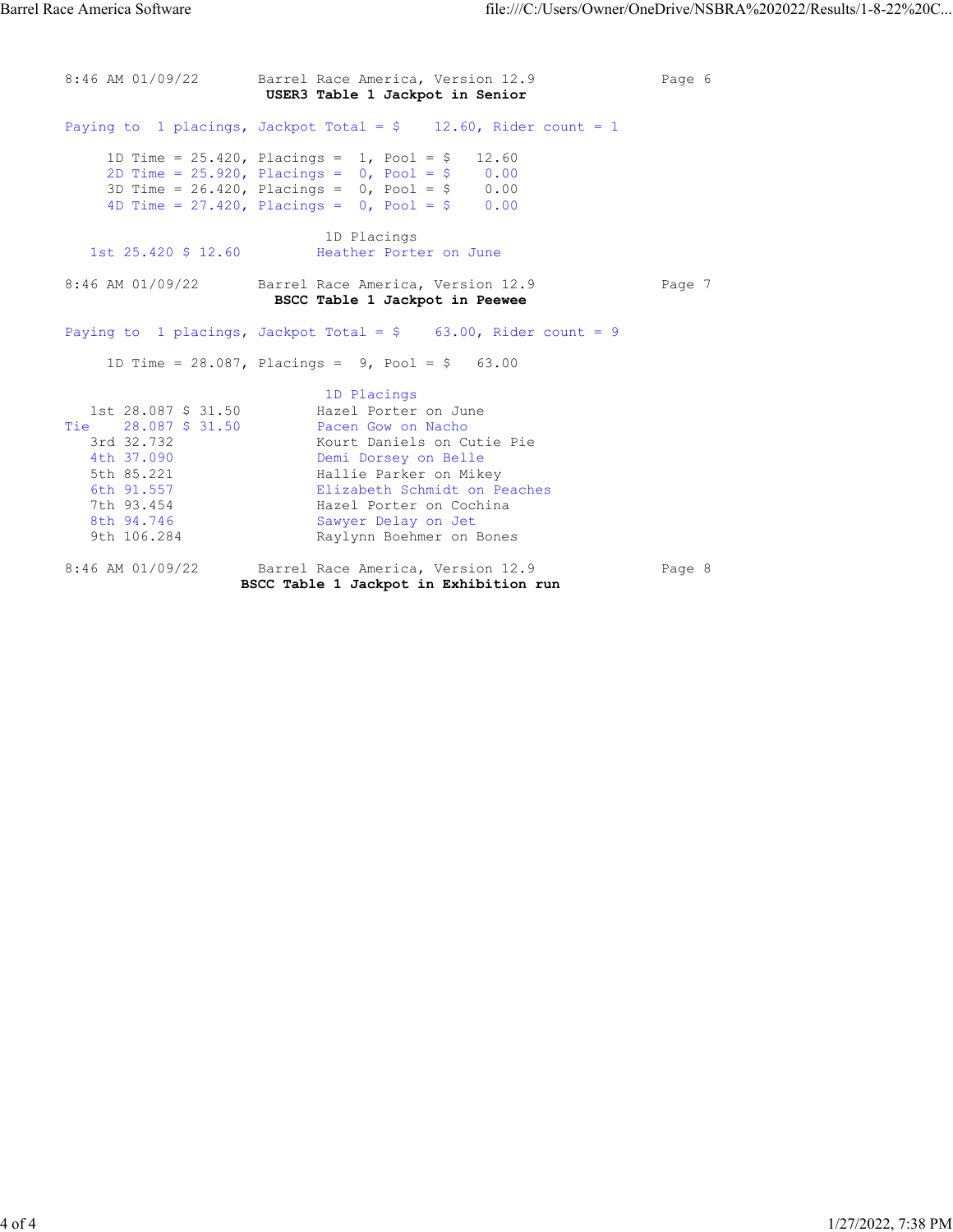8:46 AM 01/09/22 Barrel Race America, Version 12.9 Page 6

**USER3 Table 1 Jackpot in Senior**

Paying to 1 placings, Jackpot Total = $ 12.60, Rider count = 1

```
1D Time = 25.420, Placings =  1, Pool = $   12.60
2D Time = 25.920, Placings =  0, Pool = $    0.00
3D Time = 26.420, Placings =  0, Pool = $    0.00
4D Time = 27.420, Placings =  0, Pool = $    0.00
```

| | | |
|---|---|---|
| | | 1D Placings |
| 1st 25.420 | $ 12.60 | Heather Porter on June |

8:46 AM 01/09/22 Barrel Race America, Version 12.9 Page 7

**BSCC Table 1 Jackpot in Peewee**

Paying to 1 placings, Jackpot Total = $ 63.00, Rider count = 9

```
1D Time = 28.087, Placings =  9, Pool = $   63.00
```

| | | |
|---|---|---|
| | | 1D Placings |
| 1st 28.087 | $ 31.50 | Hazel Porter on June |
| Tie 28.087 | $ 31.50 | Pacen Gow on Nacho |
| 3rd 32.732 | | Kourt Daniels on Cutie Pie |
| 4th 37.090 | | Demi Dorsey on Belle |
| 5th 85.221 | | Hallie Parker on Mikey |
| 6th 91.557 | | Elizabeth Schmidt on Peaches |
| 7th 93.454 | | Hazel Porter on Cochina |
| 8th 94.746 | | Sawyer Delay on Jet |
| 9th 106.284 | | Raylynn Boehmer on Bones |

8:46 AM 01/09/22 Barrel Race America, Version 12.9 Page 8

**BSCC Table 1 Jackpot in Exhibition run**